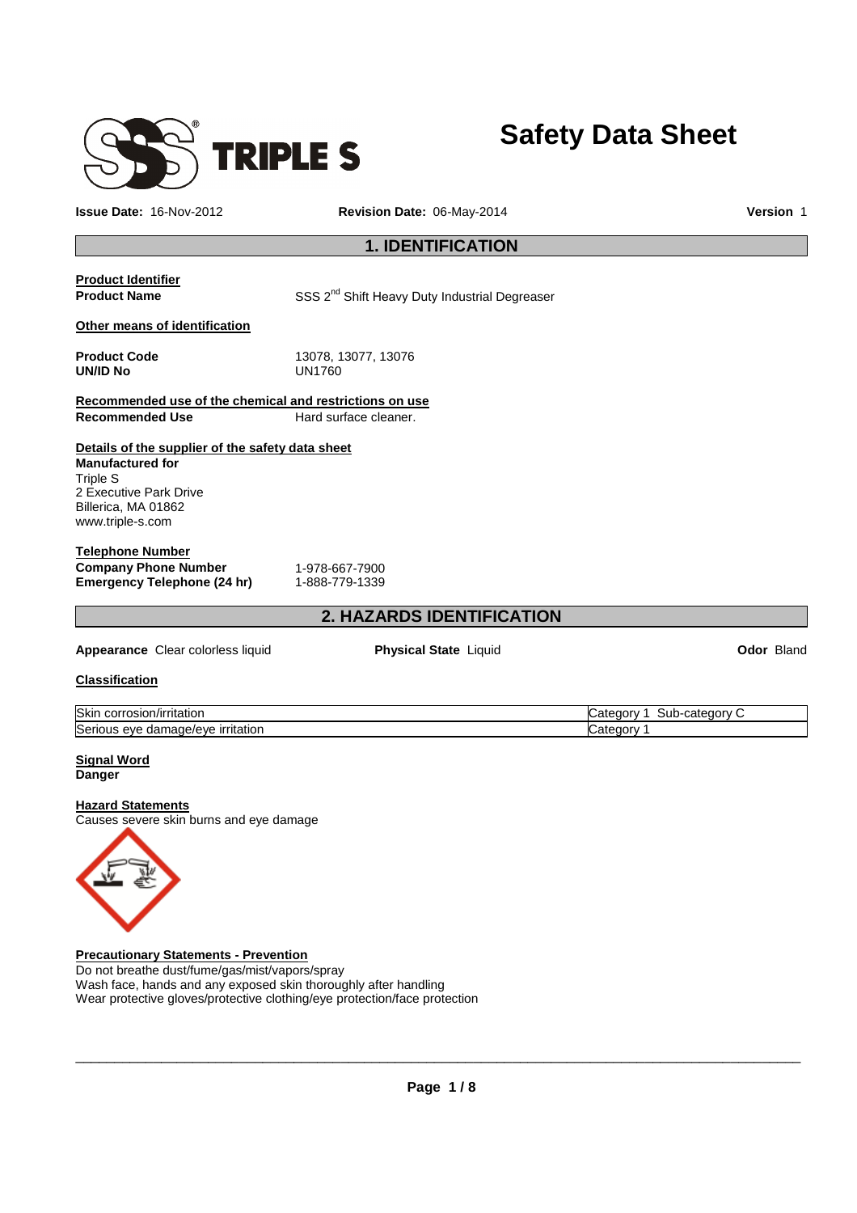# Safety Data Sheet

**Issue Date:** 16-Nov-2012 **Revision Date:** 06-May-2014 **Version** 1

## 1. IDENTIFICATION

**Product Identifier**

**Product Name** SSS 2nd Shift Heavy Duty Industrial Degreaser

**Other means of identification**

**Product Code** 13078, 13077, 13076
**UN/ID No** UN1760

**Recommended use of the chemical and restrictions on use**

**Recommended Use** Hard surface cleaner.

**Details of the supplier of the safety data sheet**

**Manufactured for**
Triple S
2 Executive Park Drive
Billerica, MA 01862
www.triple-s.com

**Telephone Number**

**Company Phone Number** 1-978-667-7900
**Emergency Telephone (24 hr)** 1-888-779-1339

## 2. HAZARDS IDENTIFICATION

**Appearance** Clear colorless liquid **Physical State** Liquid **Odor** Bland

**Classification**

| | |
|---|---|
| Skin corrosion/irritation | Category 1 Sub-category C |
| Serious eye damage/eye irritation | Category 1 |

**Signal Word**
**Danger**

**Hazard Statements**
Causes severe skin burns and eye damage

**Precautionary Statements - Prevention**
Do not breathe dust/fume/gas/mist/vapors/spray
Wash face, hands and any exposed skin thoroughly after handling
Wear protective gloves/protective clothing/eye protection/face protection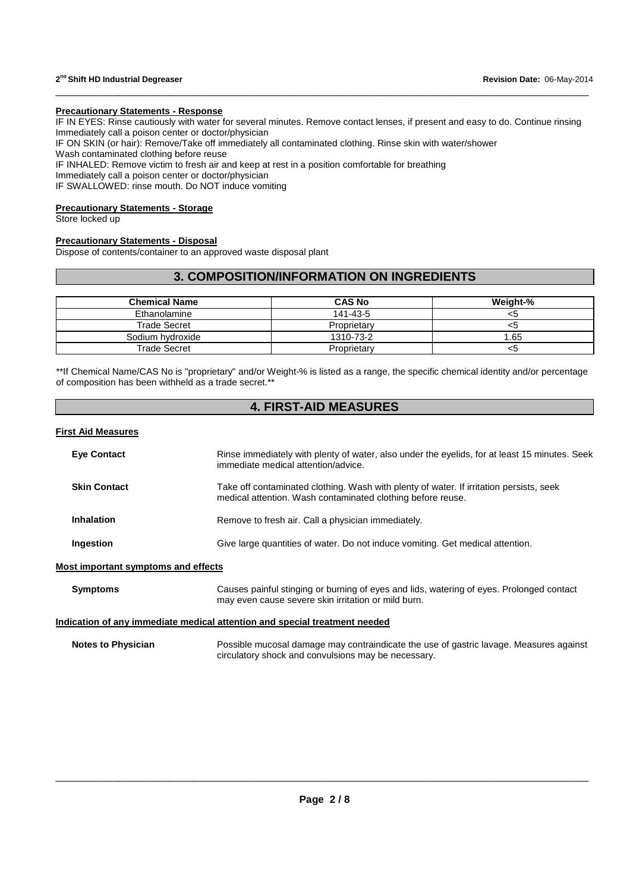**Precautionary Statements - Response**

IF IN EYES: Rinse cautiously with water for several minutes. Remove contact lenses, if present and easy to do. Continue rinsing
Immediately call a poison center or doctor/physician
IF ON SKIN (or hair): Remove/Take off immediately all contaminated clothing. Rinse skin with water/shower
Wash contaminated clothing before reuse
IF INHALED: Remove victim to fresh air and keep at rest in a position comfortable for breathing
Immediately call a poison center or doctor/physician
IF SWALLOWED: rinse mouth. Do NOT induce vomiting

**Precautionary Statements - Storage**

Store locked up

**Precautionary Statements - Disposal**

Dispose of contents/container to an approved waste disposal plant

## 3. COMPOSITION/INFORMATION ON INGREDIENTS

| Chemical Name | CAS No | Weight-% |
| --- | --- | --- |
| Ethanolamine | 141-43-5 | <5 |
| Trade Secret | Proprietary | <5 |
| Sodium hydroxide | 1310-73-2 | 1.65 |
| Trade Secret | Proprietary | <5 |

**If Chemical Name/CAS No is "proprietary" and/or Weight-% is listed as a range, the specific chemical identity and/or percentage of composition has been withheld as a trade secret.**

## 4. FIRST-AID MEASURES

**First Aid Measures**

**Eye Contact** Rinse immediately with plenty of water, also under the eyelids, for at least 15 minutes. Seek immediate medical attention/advice.

**Skin Contact** Take off contaminated clothing. Wash with plenty of water. If irritation persists, seek medical attention. Wash contaminated clothing before reuse.

**Inhalation** Remove to fresh air. Call a physician immediately.

**Ingestion** Give large quantities of water. Do not induce vomiting. Get medical attention.

**Most important symptoms and effects**

**Symptoms** Causes painful stinging or burning of eyes and lids, watering of eyes. Prolonged contact may even cause severe skin irritation or mild burn.

**Indication of any immediate medical attention and special treatment needed**

**Notes to Physician** Possible mucosal damage may contraindicate the use of gastric lavage. Measures against circulatory shock and convulsions may be necessary.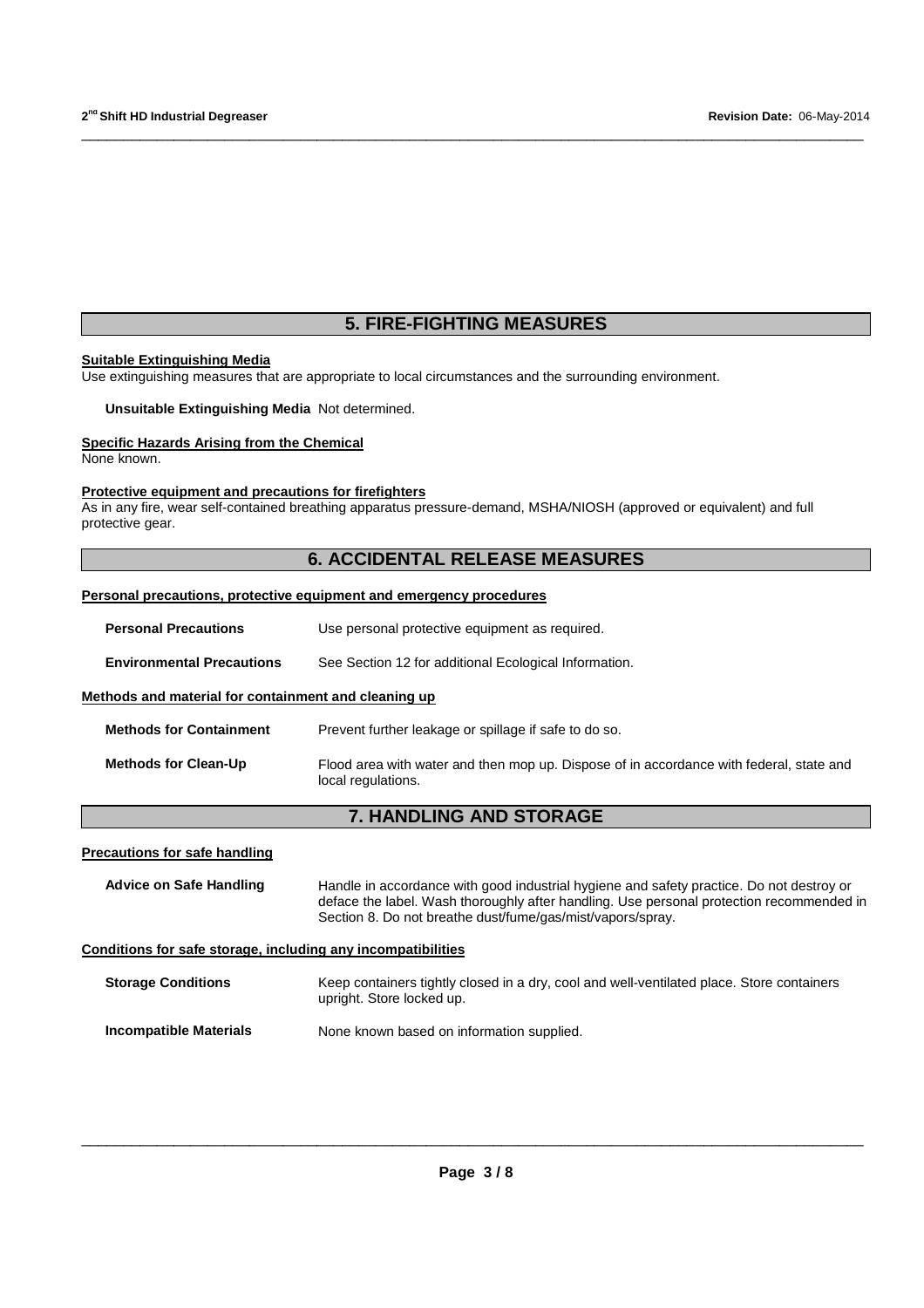## 5. FIRE-FIGHTING MEASURES

**Suitable Extinguishing Media**
Use extinguishing measures that are appropriate to local circumstances and the surrounding environment.

**Unsuitable Extinguishing Media** Not determined.

**Specific Hazards Arising from the Chemical**
None known.

**Protective equipment and precautions for firefighters**
As in any fire, wear self-contained breathing apparatus pressure-demand, MSHA/NIOSH (approved or equivalent) and full protective gear.

## 6. ACCIDENTAL RELEASE MEASURES

**Personal precautions, protective equipment and emergency procedures**

| | |
|---|---|
| **Personal Precautions** | Use personal protective equipment as required. |
| **Environmental Precautions** | See Section 12 for additional Ecological Information. |

**Methods and material for containment and cleaning up**

| | |
|---|---|
| **Methods for Containment** | Prevent further leakage or spillage if safe to do so. |
| **Methods for Clean-Up** | Flood area with water and then mop up. Dispose of in accordance with federal, state and local regulations. |

## 7. HANDLING AND STORAGE

**Precautions for safe handling**

| | |
|---|---|
| **Advice on Safe Handling** | Handle in accordance with good industrial hygiene and safety practice. Do not destroy or deface the label. Wash thoroughly after handling. Use personal protection recommended in Section 8. Do not breathe dust/fume/gas/mist/vapors/spray. |

**Conditions for safe storage, including any incompatibilities**

| | |
|---|---|
| **Storage Conditions** | Keep containers tightly closed in a dry, cool and well-ventilated place. Store containers upright. Store locked up. |
| **Incompatible Materials** | None known based on information supplied. |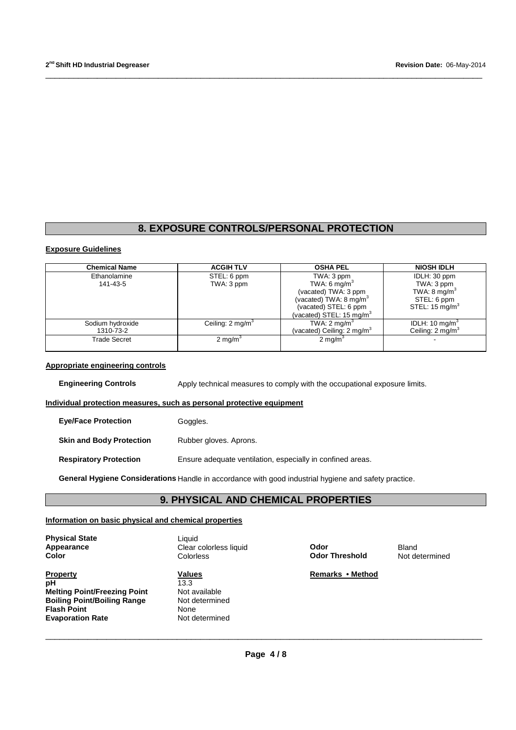## 8. EXPOSURE CONTROLS/PERSONAL PROTECTION

### Exposure Guidelines

| Chemical Name | ACGIH TLV | OSHA PEL | NIOSH IDLH |
|---|---|---|---|
| Ethanolamine<br>141-43-5 | STEL: 6 ppm<br>TWA: 3 ppm | TWA: 3 ppm<br>TWA: 6 $mg/m^3$<br>(vacated) TWA: 3 ppm<br>(vacated) TWA: 8 $mg/m^3$<br>(vacated) STEL: 6 ppm<br>(vacated) STEL: 15 $mg/m^3$ | IDLH: 30 ppm<br>TWA: 3 ppm<br>TWA: 8 $mg/m^3$<br>STEL: 6 ppm<br>STEL: 15 $mg/m^3$ |
| Sodium hydroxide<br>1310-73-2 | Ceiling: 2 $mg/m^3$ | TWA: 2 $mg/m^3$<br>(vacated) Ceiling: 2 $mg/m^3$ | IDLH: 10 $mg/m^3$<br>Ceiling: 2 $mg/m^3$ |
| Trade Secret | 2 $mg/m^3$ | 2 $mg/m^3$ | - |

### Appropriate engineering controls

**Engineering Controls** Apply technical measures to comply with the occupational exposure limits.

### Individual protection measures, such as personal protective equipment

**Eye/Face Protection** Goggles.

**Skin and Body Protection** Rubber gloves. Aprons.

**Respiratory Protection** Ensure adequate ventilation, especially in confined areas.

**General Hygiene Considerations** Handle in accordance with good industrial hygiene and safety practice.

## 9. PHYSICAL AND CHEMICAL PROPERTIES

### Information on basic physical and chemical properties

**Physical State** Liquid
**Appearance** Clear colorless liquid
**Color** Colorless
**Odor** Bland
**Odor Threshold** Not determined

| Property | Values | Remarks • Method |
|---|---|---|
| **pH** | 13.3 | |
| **Melting Point/Freezing Point** | Not available | |
| **Boiling Point/Boiling Range** | Not determined | |
| **Flash Point** | None | |
| **Evaporation Rate** | Not determined | |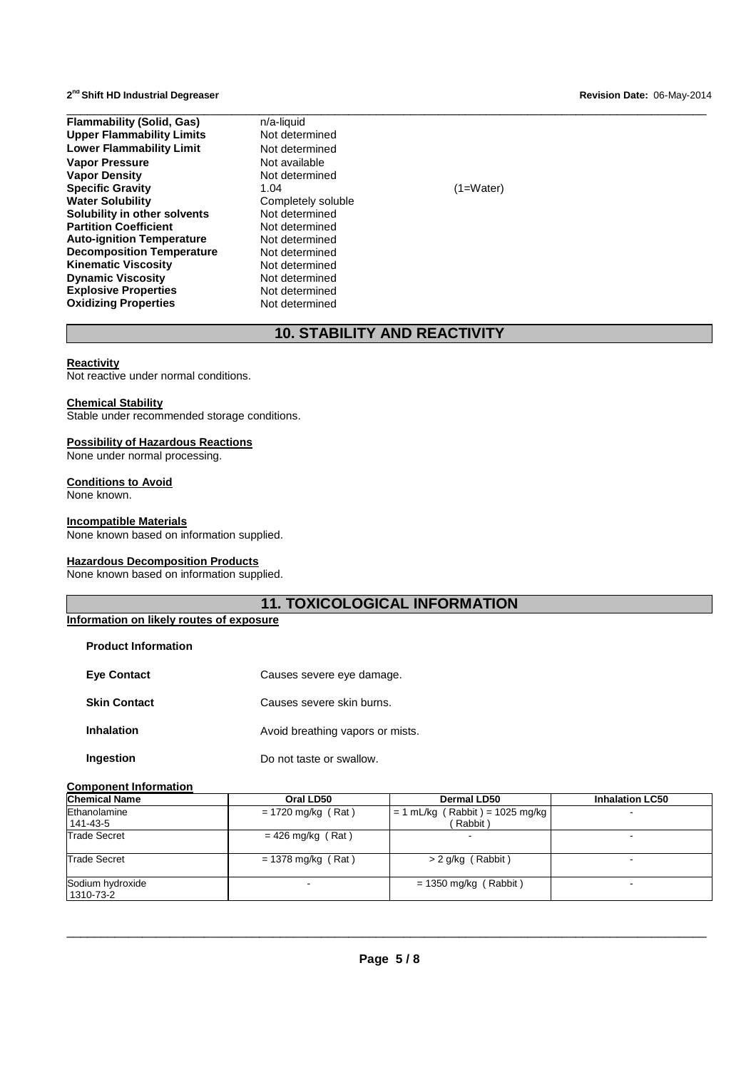| | | |
|---|---|---|
| **Flammability (Solid, Gas)** | n/a-liquid | |
| **Upper Flammability Limits** | Not determined | |
| **Lower Flammability Limit** | Not determined | |
| **Vapor Pressure** | Not available | |
| **Vapor Density** | Not determined | |
| **Specific Gravity** | 1.04 | (1=Water) |
| **Water Solubility** | Completely soluble | |
| **Solubility in other solvents** | Not determined | |
| **Partition Coefficient** | Not determined | |
| **Auto-ignition Temperature** | Not determined | |
| **Decomposition Temperature** | Not determined | |
| **Kinematic Viscosity** | Not determined | |
| **Dynamic Viscosity** | Not determined | |
| **Explosive Properties** | Not determined | |
| **Oxidizing Properties** | Not determined | |

## 10. STABILITY AND REACTIVITY

**Reactivity**
Not reactive under normal conditions.

**Chemical Stability**
Stable under recommended storage conditions.

**Possibility of Hazardous Reactions**
None under normal processing.

**Conditions to Avoid**
None known.

**Incompatible Materials**
None known based on information supplied.

**Hazardous Decomposition Products**
None known based on information supplied.

## 11. TOXICOLOGICAL INFORMATION

**Information on likely routes of exposure**

**Product Information**

| | |
|---|---|
| **Eye Contact** | Causes severe eye damage. |
| **Skin Contact** | Causes severe skin burns. |
| **Inhalation** | Avoid breathing vapors or mists. |
| **Ingestion** | Do not taste or swallow. |

**Component Information**

| Chemical Name | Oral LD50 | Dermal LD50 | Inhalation LC50 |
|---|---|---|---|
| Ethanolamine 141-43-5 | = 1720 mg/kg ( Rat ) | = 1 mL/kg ( Rabbit ) = 1025 mg/kg ( Rabbit ) | - |
| Trade Secret | = 426 mg/kg ( Rat ) | - | - |
| Trade Secret | = 1378 mg/kg ( Rat ) | > 2 g/kg ( Rabbit ) | - |
| Sodium hydroxide 1310-73-2 | - | = 1350 mg/kg ( Rabbit ) | - |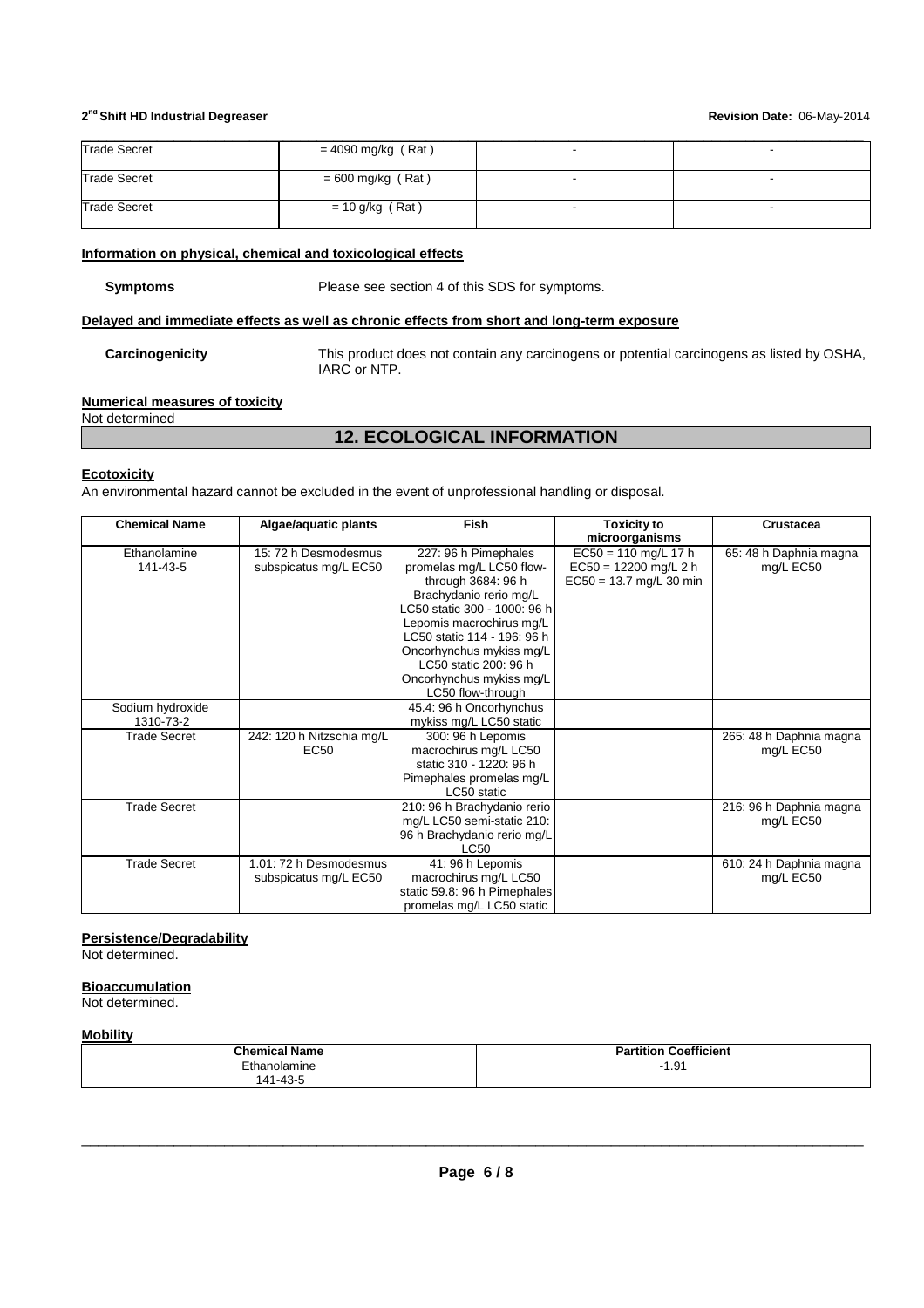| Trade Secret | = 4090 mg/kg ( Rat ) | - | - |
| --- | --- | --- | --- |
| Trade Secret | = 600 mg/kg ( Rat ) | - | - |
| Trade Secret | = 10 g/kg ( Rat ) | - | - |

**Information on physical, chemical and toxicological effects**

**Symptoms** Please see section 4 of this SDS for symptoms.

**Delayed and immediate effects as well as chronic effects from short and long-term exposure**

**Carcinogenicity** This product does not contain any carcinogens or potential carcinogens as listed by OSHA, IARC or NTP.

**Numerical measures of toxicity**

Not determined

## 12. ECOLOGICAL INFORMATION

**Ecotoxicity**

An environmental hazard cannot be excluded in the event of unprofessional handling or disposal.

| Chemical Name | Algae/aquatic plants | Fish | Toxicity to microorganisms | Crustacea |
| --- | --- | --- | --- | --- |
| Ethanolamine 141-43-5 | 15: 72 h Desmodesmus subspicatus mg/L EC50 | 227: 96 h Pimephales promelas mg/L LC50 flow-through 3684: 96 h Brachydanio rerio mg/L LC50 static 300 - 1000: 96 h Lepomis macrochirus mg/L LC50 static 114 - 196: 96 h Oncorhynchus mykiss mg/L LC50 static 200: 96 h Oncorhynchus mykiss mg/L LC50 flow-through | EC50 = 110 mg/L 17 h EC50 = 12200 mg/L 2 h EC50 = 13.7 mg/L 30 min | 65: 48 h Daphnia magna mg/L EC50 |
| Sodium hydroxide 1310-73-2 | | 45.4: 96 h Oncorhynchus mykiss mg/L LC50 static | | |
| Trade Secret | 242: 120 h Nitzschia mg/L EC50 | 300: 96 h Lepomis macrochirus mg/L LC50 static 310 - 1220: 96 h Pimephales promelas mg/L LC50 static | | 265: 48 h Daphnia magna mg/L EC50 |
| Trade Secret | | 210: 96 h Brachydanio rerio mg/L LC50 semi-static 210: 96 h Brachydanio rerio mg/L LC50 | | 216: 96 h Daphnia magna mg/L EC50 |
| Trade Secret | 1.01: 72 h Desmodesmus subspicatus mg/L EC50 | 41: 96 h Lepomis macrochirus mg/L LC50 static 59.8: 96 h Pimephales promelas mg/L LC50 static | | 610: 24 h Daphnia magna mg/L EC50 |

**Persistence/Degradability**

Not determined.

**Bioaccumulation**

Not determined.

**Mobility**

| Chemical Name | Partition Coefficient |
| --- | --- |
| Ethanolamine 141-43-5 | -1.91 |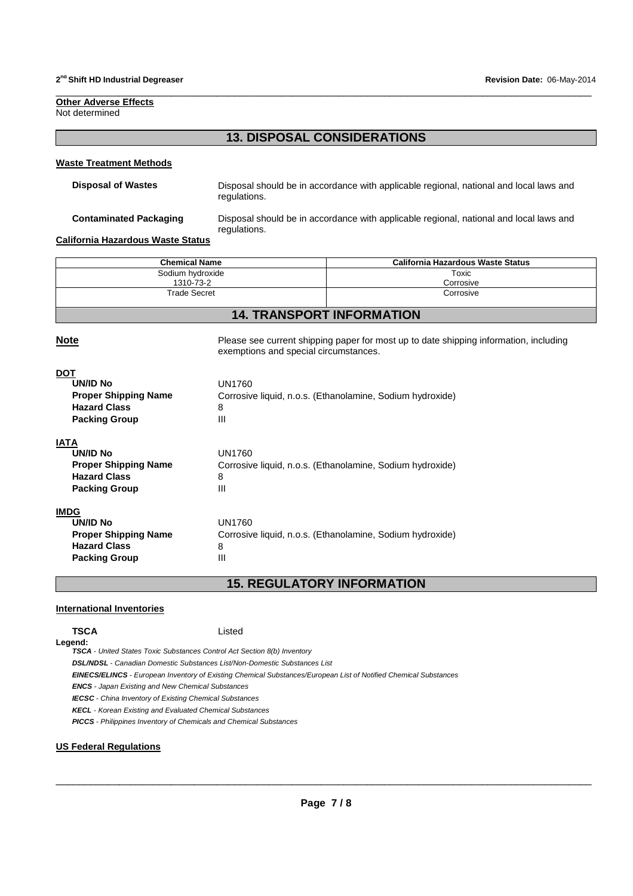**Other Adverse Effects**
Not determined

## 13. DISPOSAL CONSIDERATIONS

**Waste Treatment Methods**

**Disposal of Wastes** Disposal should be in accordance with applicable regional, national and local laws and regulations.

**Contaminated Packaging** Disposal should be in accordance with applicable regional, national and local laws and regulations.

**California Hazardous Waste Status**

| Chemical Name | California Hazardous Waste Status |
|---|---|
| Sodium hydroxide<br>1310-73-2 | Toxic<br>Corrosive |
| Trade Secret | Corrosive |

## 14. TRANSPORT INFORMATION

**Note** Please see current shipping paper for most up to date shipping information, including exemptions and special circumstances.

**DOT**

**UN/ID No** UN1760
**Proper Shipping Name** Corrosive liquid, n.o.s. (Ethanolamine, Sodium hydroxide)
**Hazard Class** 8
**Packing Group** III

**IATA**

**UN/ID No** UN1760
**Proper Shipping Name** Corrosive liquid, n.o.s. (Ethanolamine, Sodium hydroxide)
**Hazard Class** 8
**Packing Group** III

**IMDG**

**UN/ID No** UN1760
**Proper Shipping Name** Corrosive liquid, n.o.s. (Ethanolamine, Sodium hydroxide)
**Hazard Class** 8
**Packing Group** III

## 15. REGULATORY INFORMATION

**International Inventories**

**TSCA** Listed

**Legend:**
***TSCA*** *- United States Toxic Substances Control Act Section 8(b) Inventory*
***DSL/NDSL*** *- Canadian Domestic Substances List/Non-Domestic Substances List*
***EINECS/ELINCS*** *- European Inventory of Existing Chemical Substances/European List of Notified Chemical Substances*
***ENCS*** *- Japan Existing and New Chemical Substances*
***IECSC*** *- China Inventory of Existing Chemical Substances*
***KECL*** *- Korean Existing and Evaluated Chemical Substances*
***PICCS*** *- Philippines Inventory of Chemicals and Chemical Substances*

**US Federal Regulations**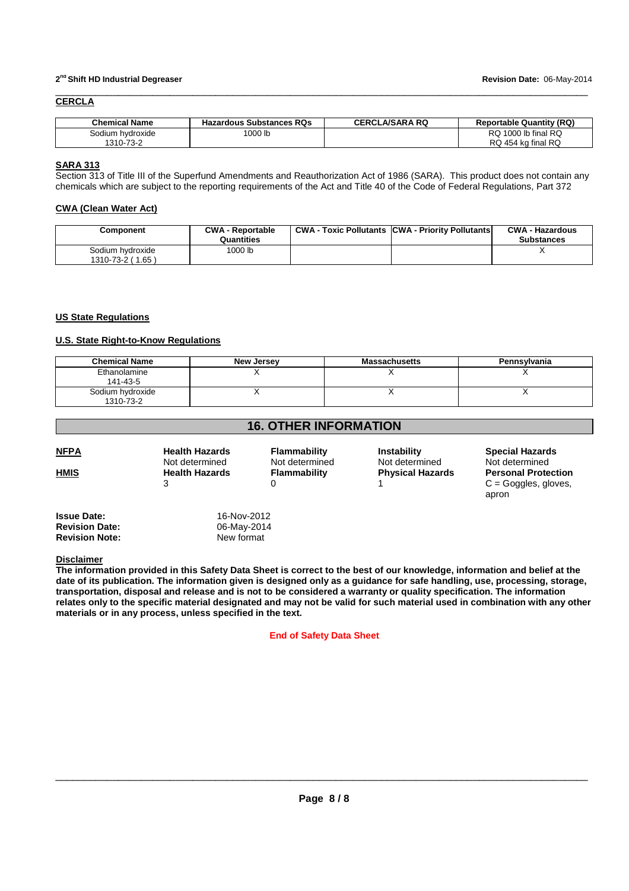## CERCLA

| Chemical Name | Hazardous Substances RQs | CERCLA/SARA RQ | Reportable Quantity (RQ) |
|---|---|---|---|
| Sodium hydroxide 1310-73-2 | 1000 lb | | RQ 1000 lb final RQ RQ 454 kg final RQ |

## SARA 313

Section 313 of Title III of the Superfund Amendments and Reauthorization Act of 1986 (SARA). This product does not contain any chemicals which are subject to the reporting requirements of the Act and Title 40 of the Code of Federal Regulations, Part 372

## CWA (Clean Water Act)

| Component | CWA - Reportable Quantities | CWA - Toxic Pollutants | CWA - Priority Pollutants | CWA - Hazardous Substances |
|---|---|---|---|---|
| Sodium hydroxide 1310-73-2 ( 1.65 ) | 1000 lb | | | X |

## US State Regulations

## U.S. State Right-to-Know Regulations

| Chemical Name | New Jersey | Massachusetts | Pennsylvania |
|---|---|---|---|
| Ethanolamine 141-43-5 | X | X | X |
| Sodium hydroxide 1310-73-2 | X | X | X |

# 16. OTHER INFORMATION

| | | | | |
|---|---|---|---|---|
| **NFPA** | **Health Hazards** Not determined | **Flammability** Not determined | **Instability** Not determined | **Special Hazards** Not determined |
| **HMIS** | **Health Hazards** 3 | **Flammability** 0 | **Physical Hazards** 1 | **Personal Protection** C = Goggles, gloves, apron |

**Issue Date:** 16-Nov-2012
**Revision Date:** 06-May-2014
**Revision Note:** New format

**Disclaimer**

**The information provided in this Safety Data Sheet is correct to the best of our knowledge, information and belief at the date of its publication. The information given is designed only as a guidance for safe handling, use, processing, storage, transportation, disposal and release and is not to be considered a warranty or quality specification. The information relates only to the specific material designated and may not be valid for such material used in combination with any other materials or in any process, unless specified in the text.**

**End of Safety Data Sheet**